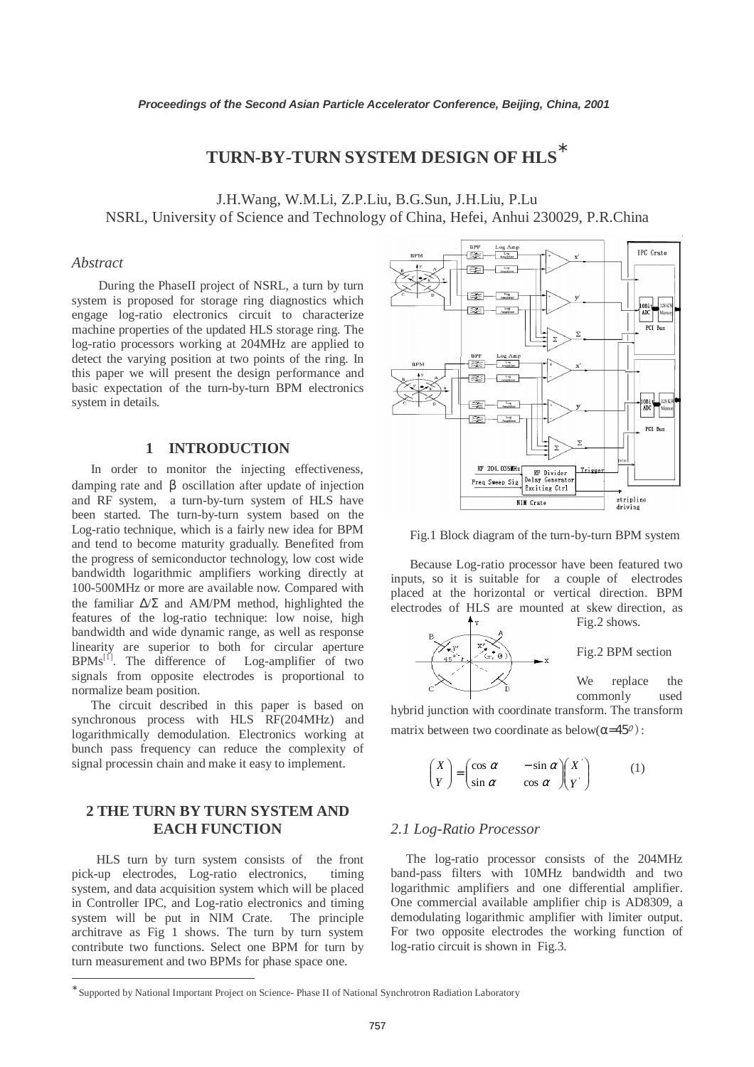# TURN-BY-TURN SYSTEM DESIGN OF HLS*

J.H.Wang, W.M.Li, Z.P.Liu, B.G.Sun, J.H.Liu, P.Lu
NSRL, University of Science and Technology of China, Hefei, Anhui 230029, P.R.China

## *Abstract*

During the PhaseII project of NSRL, a turn by turn system is proposed for storage ring diagnostics which engage log-ratio electronics circuit to characterize machine properties of the updated HLS storage ring. The log-ratio processors working at 204MHz are applied to detect the varying position at two points of the ring. In this paper we will present the design performance and basic expectation of the turn-by-turn BPM electronics system in details.

## 1 INTRODUCTION

In order to monitor the injecting effectiveness, damping rate and β oscillation after update of injection and RF system, a turn-by-turn system of HLS have been started. The turn-by-turn system based on the Log-ratio technique, which is a fairly new idea for BPM and tend to become maturity gradually. Benefited from the progress of semiconductor technology, low cost wide bandwidth logarithmic amplifiers working directly at 100-500MHz or more are available now. Compared with the familiar Δ/Σ and AM/PM method, highlighted the features of the log-ratio technique: low noise, high bandwidth and wide dynamic range, as well as response linearity are superior to both for circular aperture BPMs[1]. The difference of Log-amplifier of two signals from opposite electrodes is proportional to normalize beam position.

The circuit described in this paper is based on synchronous process with HLS RF(204MHz) and logarithmically demodulation. Electronics working at bunch pass frequency can reduce the complexity of signal processin chain and make it easy to implement.

## 2 THE TURN BY TURN SYSTEM AND EACH FUNCTION

HLS turn by turn system consists of the front pick-up electrodes, Log-ratio electronics, timing system, and data acquisition system which will be placed in Controller IPC, and Log-ratio electronics and timing system will be put in NIM Crate. The principle architrave as Fig 1 shows. The turn by turn system contribute two functions. Select one BPM for turn by turn measurement and two BPMs for phase space one.

Fig.1 Block diagram of the turn-by-turn BPM system

Because Log-ratio processor have been featured two inputs, so it is suitable for a couple of electrodes placed at the horizontal or vertical direction. BPM electrodes of HLS are mounted at skew direction, as Fig.2 shows.

Fig.2 BPM section

We replace the commonly used hybrid junction with coordinate transform. The transform matrix between two coordinate as below($\alpha = 45^0$):

$$\begin{pmatrix} X \\ Y \end{pmatrix} = \begin{pmatrix} \cos\alpha & -\sin\alpha \\ \sin\alpha & \cos\alpha \end{pmatrix} \begin{pmatrix} X' \\ Y' \end{pmatrix} \qquad (1)$$

### *2.1 Log-Ratio Processor*

The log-ratio processor consists of the 204MHz band-pass filters with 10MHz bandwidth and two logarithmic amplifiers and one differential amplifier. One commercial available amplifier chip is AD8309, a demodulating logarithmic amplifier with limiter output. For two opposite electrodes the working function of log-ratio circuit is shown in Fig.3.

---

*Supported by National Important Project on Science- Phase II of National Synchrotron Radiation Laboratory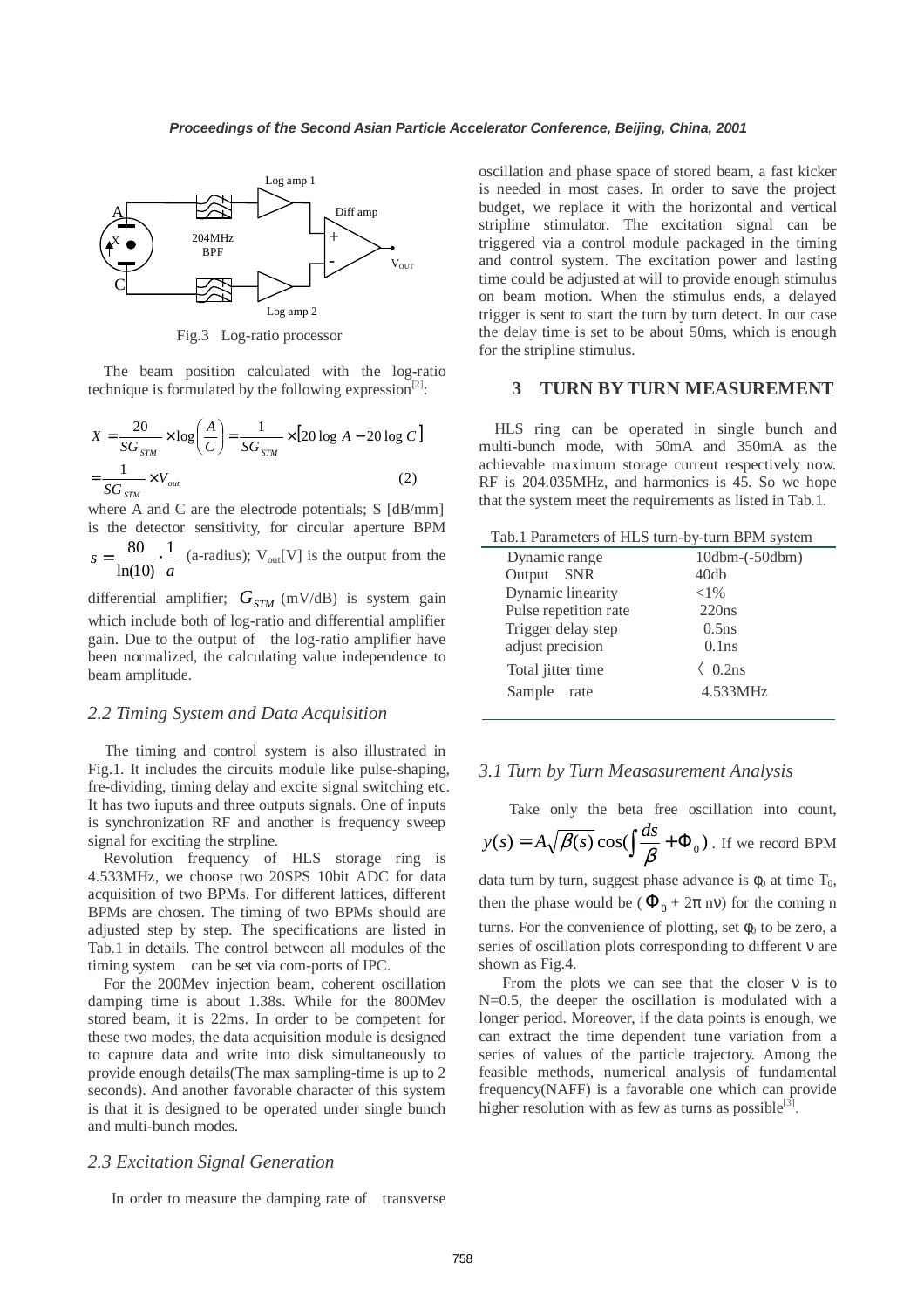Fig.3 Log-ratio processor

The beam position calculated with the log-ratio technique is formulated by the following expression[2]:

$$X = \frac{20}{SG_{STM}} \times \log\left(\frac{A}{C}\right) = \frac{1}{SG_{STM}} \times \left[20\log A - 20\log C\right]$$
$$= \frac{1}{SG_{STM}} \times V_{out} \qquad (2)$$

where A and C are the electrode potentials; S [dB/mm] is the detector sensitivity, for circular aperture BPM $s = \frac{80}{\ln(10)} \cdot \frac{1}{a}$ (a-radius); $V_{out}$[V] is the output from the differential amplifier; $G_{STM}$ (mV/dB) is system gain which include both of log-ratio and differential amplifier gain. Due to the output of the log-ratio amplifier have been normalized, the calculating value independence to beam amplitude.

### *2.2 Timing System and Data Acquisition*

The timing and control system is also illustrated in Fig.1. It includes the circuits module like pulse-shaping, fre-dividing, timing delay and excite signal switching etc. It has two iuputs and three outputs signals. One of inputs is synchronization RF and another is frequency sweep signal for exciting the strpline.

Revolution frequency of HLS storage ring is 4.533MHz, we choose two 20SPS 10bit ADC for data acquisition of two BPMs. For different lattices, different BPMs are chosen. The timing of two BPMs should are adjusted step by step. The specifications are listed in Tab.1 in details. The control between all modules of the timing system can be set via com-ports of IPC.

For the 200Mev injection beam, coherent oscillation damping time is about 1.38s. While for the 800Mev stored beam, it is 22ms. In order to be competent for these two modes, the data acquisition module is designed to capture data and write into disk simultaneously to provide enough details(The max sampling-time is up to 2 seconds). And another favorable character of this system is that it is designed to be operated under single bunch and multi-bunch modes.

### *2.3 Excitation Signal Generation*

In order to measure the damping rate of transverse oscillation and phase space of stored beam, a fast kicker is needed in most cases. In order to save the project budget, we replace it with the horizontal and vertical stripline stimulator. The excitation signal can be triggered via a control module packaged in the timing and control system. The excitation power and lasting time could be adjusted at will to provide enough stimulus on beam motion. When the stimulus ends, a delayed trigger is sent to start the turn by turn detect. In our case the delay time is set to be about 50ms, which is enough for the stripline stimulus.

## 3 TURN BY TURN MEASUREMENT

HLS ring can be operated in single bunch and multi-bunch mode, with 50mA and 350mA as the achievable maximum storage current respectively now. RF is 204.035MHz, and harmonics is 45. So we hope that the system meet the requirements as listed in Tab.1.

Tab.1 Parameters of HLS turn-by-turn BPM system

| Parameter | Value |
|---|---|
| Dynamic range | 10dbm-(-50dbm) |
| Output SNR | 40db |
| Dynamic linearity | <1% |
| Pulse repetition rate | 220ns |
| Trigger delay step | 0.5ns |
| adjust precision | 0.1ns |
| Total jitter time | 〈 0.2ns |
| Sample rate | 4.533MHz |

### *3.1 Turn by Turn Meas​asurement Analysis*

Take only the beta free oscillation into count, $y(s) = A\sqrt{\beta(s)}\cos(\int \frac{ds}{\beta} + \Phi_0)$. If we record BPM data turn by turn, suggest phase advance is $\phi_0$ at time $T_0$, then the phase would be ($\Phi_0 + 2\pi n\nu$) for the coming n turns. For the convenience of plotting, set $\phi_0$ to be zero, a series of oscillation plots corresponding to different $\nu$ are shown as Fig.4.

From the plots we can see that the closer $\nu$ is to N=0.5, the deeper the oscillation is modulated with a longer period. Moreover, if the data points is enough, we can extract the time dependent tune variation from a series of values of the particle trajectory. Among the feasible methods, numerical analysis of fundamental frequency(NAFF) is a favorable one which can provide higher resolution with as few as turns as possible[3].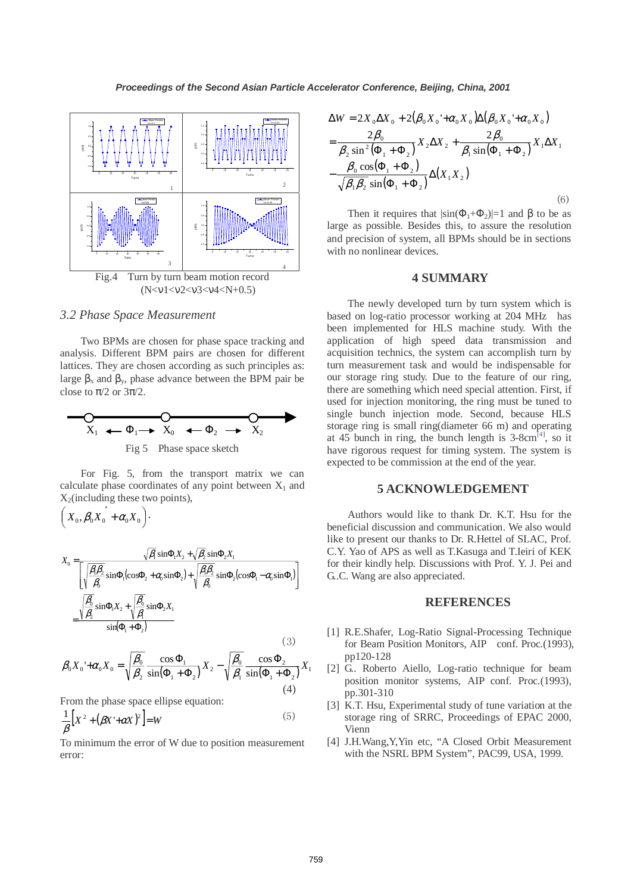Beam Position

Turns

1

2

3

4

Fig.4 Turn by turn beam motion record
($N<\nu1<\nu2<\nu3<\nu4<N+0.5$)

### 3.2 Phase Space Measurement

Two BPMs are chosen for phase space tracking and analysis. Different BPM pairs are chosen for different lattices. They are chosen according as such principles as: large $\beta_x$ and $\beta_y$, phase advance between the BPM pair be close to $\pi/2$ or $3\pi/2$.

$X_1 \leftarrow \Phi_1 \rightarrow X_0 \leftarrow \Phi_2 \rightarrow X_2$

Fig 5 Phase space sketch

For Fig. 5, from the transport matrix we can calculate phase coordinates of any point between $X_1$ and $X_2$(including these two points),

$\left(X_0, \beta_0 X_0' + \alpha_0 X_0\right)$.

$$X_0 = \frac{\sqrt{\beta_1}\sin\Phi_1 X_2 + \sqrt{\beta_2}\sin\Phi_2 X_1}{\left[\sqrt{\frac{\beta_1\beta_2}{\beta_0}}\sin\Phi_1(\cos\Phi_2 + \alpha_0\sin\Phi_2) + \sqrt{\frac{\beta_1\beta_2}{\beta_0}}\sin\Phi_2(\cos\Phi_1 - \alpha_0\sin\Phi_1)\right]}$$

$$= \frac{\sqrt{\frac{\beta_0}{\beta_2}}\sin\Phi_1 X_2 + \sqrt{\frac{\beta_0}{\beta_1}}\sin\Phi_2 X_1}{\sin(\Phi_1 + \Phi_2)} \tag{3}$$

$$\beta_0 X_0' + \alpha_0 X_0 = \sqrt{\frac{\beta_0}{\beta_2}}\frac{\cos\Phi_1}{\sin(\Phi_1 + \Phi_2)} X_2 - \sqrt{\frac{\beta_0}{\beta_1}}\frac{\cos\Phi_2}{\sin(\Phi_1 + \Phi_2)} X_1 \tag{4}$$

From the phase space ellipse equation:

$$\frac{1}{\beta}\left[X^2 + (\beta X' + \alpha X)^2\right] = W \tag{5}$$

To minimum the error of W due to position measurement error:

$$\Delta W = 2X_0\Delta X_0 + 2(\beta_0 X_0' + \alpha_0 X_0)\Delta(\beta_0 X_0' + \alpha_0 X_0)$$
$$= \frac{2\beta_0}{\beta_2\sin^2(\Phi_1 + \Phi_2)} X_2\Delta X_2 + \frac{2\beta_0}{\beta_1\sin(\Phi_1 + \Phi_2)} X_1\Delta X_1$$
$$- \frac{\beta_0\cos(\Phi_1 + \Phi_2)}{\sqrt{\beta_1\beta_2}\sin(\Phi_1 + \Phi_2)}\Delta(X_1 X_2) \tag{6}$$

Then it requires that $|\sin(\Phi_1+\Phi_2)|=1$ and $\beta$ to be as large as possible. Besides this, to assure the resolution and precision of system, all BPMs should be in sections with no nonlinear devices.

## 4 SUMMARY

The newly developed turn by turn system which is based on log-ratio processor working at 204 MHz has been implemented for HLS machine study. With the application of high speed data transmission and acquisition technics, the system can accomplish turn by turn measurement task and would be indispensable for our storage ring study. Due to the feature of our ring, there are something which need special attention. First, if used for injection monitoring, the ring must be tuned to single bunch injection mode. Second, because HLS storage ring is small ring(diameter 66 m) and operating at 45 bunch in ring, the bunch length is 3-8cm[4], so it have rigorous request for timing system. The system is expected to be commission at the end of the year.

## 5 ACKNOWLEDGEMENT

Authors would like to thank Dr. K.T. Hsu for the beneficial discussion and communication. We also would like to present our thanks to Dr. R.Hettel of SLAC, Prof. C.Y. Yao of APS as well as T.Kasuga and T.Ieiri of KEK for their kindly help. Discussions with Prof. Y. J. Pei and G..C. Wang are also appreciated.

## REFERENCES

[1] R.E.Shafer, Log-Ratio Signal-Processing Technique for Beam Position Monitors, AIP conf. Proc.(1993), pp120-128

[2] G.. Roberto Aiello, Log-ratio technique for beam position monitor systems, AIP conf. Proc.(1993), pp.301-310

[3] K.T. Hsu, Experimental study of tune variation at the storage ring of SRRC, Proceedings of EPAC 2000, Vienn

[4] J.H.Wang,Y,Yin etc, "A Closed Orbit Measurement with the NSRL BPM System", PAC99, USA, 1999.